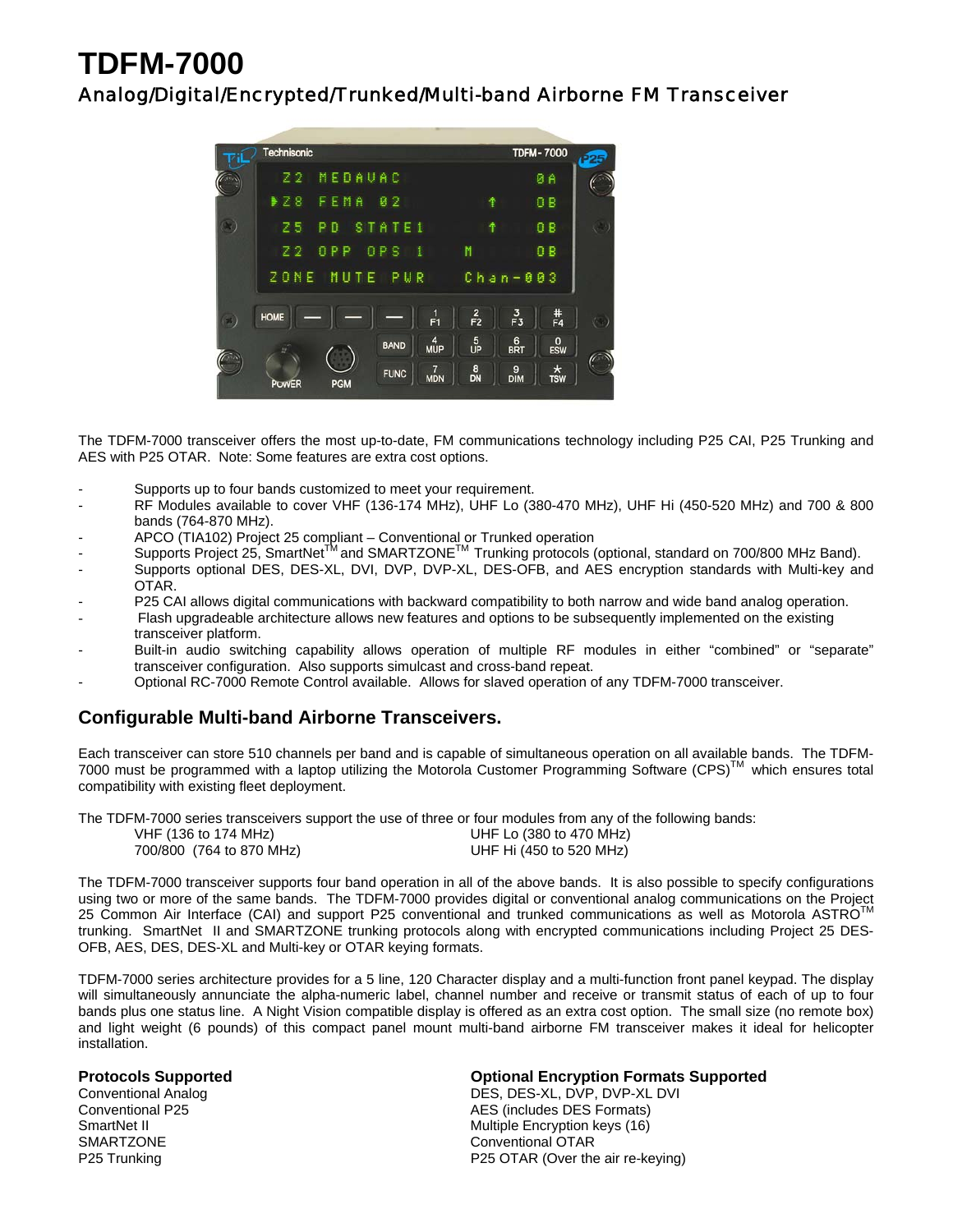# TDFM-7000

## Analog/Digital/Encrypted/Trunked/Multi-band Airborne FM Transceiver

The TDFM-7000 transceiver offers the most up-to-date, FM communications technology including P25 CAI, P25 Trunking and AES with P25 OTAR. Note: Some features are extra cost options.

- Supports up to four bands customized to meet your requirement.
- RF Modules available to cover VHF (136-174 MHz), UHF Lo (380-470 MHz), UHF Hi (450-520 MHz) and 700 & 800 bands (764-870 MHz).
- APCO (TIA102) Project 25 compliant – Conventional or Trunked operation
- Supports Project 25, SmartNet™ and SMARTZONE™ Trunking protocols (optional, standard on 700/800 MHz Band).
- Supports optional DES, DES-XL, DVI, DVP, DVP-XL, DES-OFB, and AES encryption standards with Multi-key and OTAR.
- P25 CAI allows digital communications with backward compatibility to both narrow and wide band analog operation.
- Flash upgradeable architecture allows new features and options to be subsequently implemented on the existing transceiver platform.
- Built-in audio switching capability allows operation of multiple RF modules in either "combined" or "separate" transceiver configuration. Also supports simulcast and cross-band repeat.
- Optional RC-7000 Remote Control available. Allows for slaved operation of any TDFM-7000 transceiver.

### Configurable Multi-band Airborne Transceivers.

Each transceiver can store 510 channels per band and is capable of simultaneous operation on all available bands. The TDFM-7000 must be programmed with a laptop utilizing the Motorola Customer Programming Software (CPS)™ which ensures total compatibility with existing fleet deployment.

The TDFM-7000 series transceivers support the use of three or four modules from any of the following bands:

| | |
|---|---|
| VHF (136 to 174 MHz) | UHF Lo (380 to 470 MHz) |
| 700/800 (764 to 870 MHz) | UHF Hi (450 to 520 MHz) |

The TDFM-7000 transceiver supports four band operation in all of the above bands. It is also possible to specify configurations using two or more of the same bands. The TDFM-7000 provides digital or conventional analog communications on the Project 25 Common Air Interface (CAI) and support P25 conventional and trunked communications as well as Motorola ASTRO™ trunking. SmartNet II and SMARTZONE trunking protocols along with encrypted communications including Project 25 DES-OFB, AES, DES, DES-XL and Multi-key or OTAR keying formats.

TDFM-7000 series architecture provides for a 5 line, 120 Character display and a multi-function front panel keypad. The display will simultaneously annunciate the alpha-numeric label, channel number and receive or transmit status of each of up to four bands plus one status line. A Night Vision compatible display is offered as an extra cost option. The small size (no remote box) and light weight (6 pounds) of this compact panel mount multi-band airborne FM transceiver makes it ideal for helicopter installation.

**Protocols Supported**

Conventional Analog
Conventional P25
SmartNet II
SMARTZONE
P25 Trunking

**Optional Encryption Formats Supported**

DES, DES-XL, DVP, DVP-XL DVI
AES (includes DES Formats)
Multiple Encryption keys (16)
Conventional OTAR
P25 OTAR (Over the air re-keying)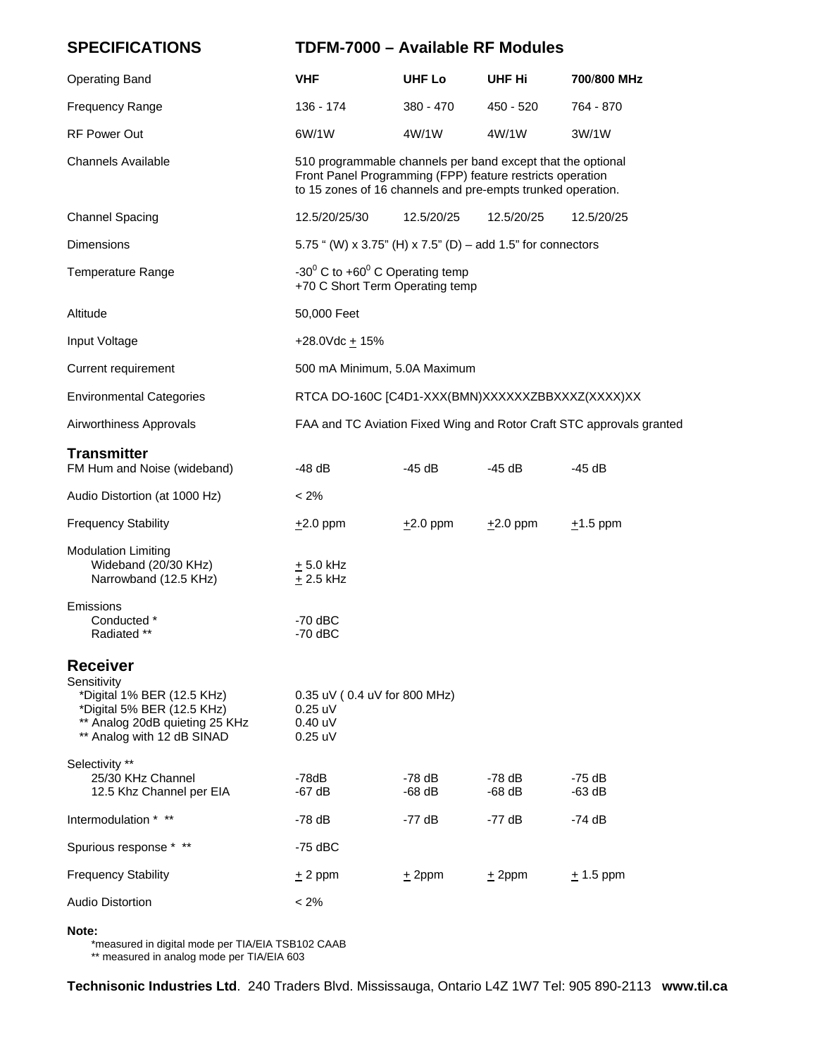## SPECIFICATIONS — TDFM-7000 – Available RF Modules

| | | | | |
|---|---|---|---|---|
| Operating Band | **VHF** | **UHF Lo** | **UHF Hi** | **700/800 MHz** |
| Frequency Range | 136 - 174 | 380 - 470 | 450 - 520 | 764 - 870 |
| RF Power Out | 6W/1W | 4W/1W | 4W/1W | 3W/1W |
| Channels Available | 510 programmable channels per band except that the optional Front Panel Programming (FPP) feature restricts operation to 15 zones of 16 channels and pre-empts trunked operation. | | | |
| Channel Spacing | 12.5/20/25/30 | 12.5/20/25 | 12.5/20/25 | 12.5/20/25 |
| Dimensions | 5.75 " (W) x 3.75" (H) x 7.5" (D) – add 1.5" for connectors | | | |
| Temperature Range | $-30^0$ C to $+60^0$ C Operating temp<br>+70 C Short Term Operating temp | | | |
| Altitude | 50,000 Feet | | | |
| Input Voltage | +28.0Vdc ± 15% | | | |
| Current requirement | 500 mA Minimum, 5.0A Maximum | | | |
| Environmental Categories | RTCA DO-160C [C4D1-XXX(BMN)XXXXXXZBBXXXZ(XXXX)XX | | | |
| Airworthiness Approvals | FAA and TC Aviation Fixed Wing and Rotor Craft STC approvals granted | | | |

### Transmitter

| | | | | |
|---|---|---|---|---|
| FM Hum and Noise (wideband) | -48 dB | -45 dB | -45 dB | -45 dB |
| Audio Distortion (at 1000 Hz) | < 2% | | | |
| Frequency Stability | ±2.0 ppm | ±2.0 ppm | ±2.0 ppm | ±1.5 ppm |
| Modulation Limiting | | | | |
| Wideband (20/30 KHz) | ± 5.0 kHz | | | |
| Narrowband (12.5 KHz) | ± 2.5 kHz | | | |
| Emissions | | | | |
| Conducted * | -70 dBC | | | |
| Radiated ** | -70 dBC | | | |

### Receiver

| | | | | |
|---|---|---|---|---|
| Sensitivity | | | | |
| *Digital 1% BER (12.5 KHz) | 0.35 uV ( 0.4 uV for 800 MHz) | | | |
| *Digital 5% BER (12.5 KHz) | 0.25 uV | | | |
| ** Analog 20dB quieting 25 KHz | 0.40 uV | | | |
| ** Analog with 12 dB SINAD | 0.25 uV | | | |
| Selectivity ** | | | | |
| 25/30 KHz Channel | -78dB | -78 dB | -78 dB | -75 dB |
| 12.5 Khz Channel per EIA | -67 dB | -68 dB | -68 dB | -63 dB |
| Intermodulation * ** | -78 dB | -77 dB | -77 dB | -74 dB |
| Spurious response * ** | -75 dBC | | | |
| Frequency Stability | ± 2 ppm | ± 2ppm | ± 2ppm | ± 1.5 ppm |
| Audio Distortion | < 2% | | | |

**Note:**
*measured in digital mode per TIA/EIA TSB102 CAAB
** measured in analog mode per TIA/EIA 603

**Technisonic Industries Ltd**. 240 Traders Blvd. Mississauga, Ontario L4Z 1W7 Tel: 905 890-2113 **www.til.ca**